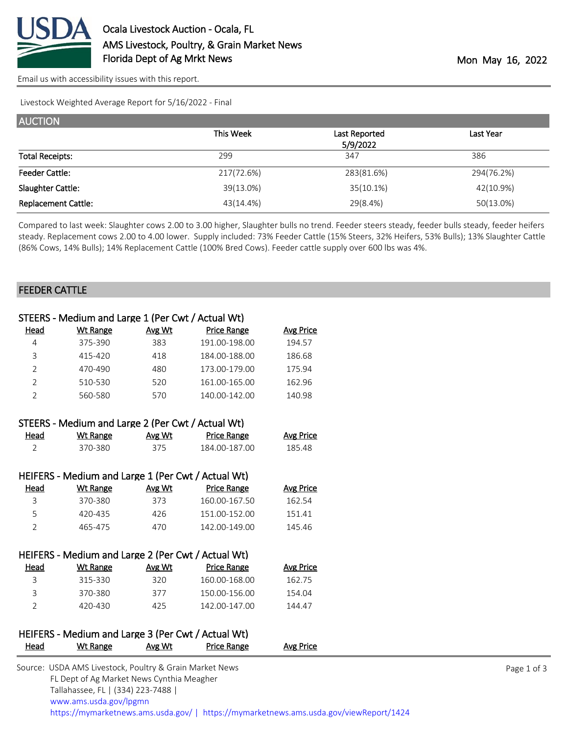# Ocala Livestock Auction - Ocala, FL
## AMS Livestock, Poultry, & Grain Market News
## Florida Dept of Ag Mrkt News

Mon May 16, 2022

Email us with accessibility issues with this report.

Livestock Weighted Average Report for 5/16/2022 - Final

## AUCTION

| | This Week | Last Reported 5/9/2022 | Last Year |
|---|---|---|---|
| Total Receipts: | 299 | 347 | 386 |
| Feeder Cattle: | 217(72.6%) | 283(81.6%) | 294(76.2%) |
| Slaughter Cattle: | 39(13.0%) | 35(10.1%) | 42(10.9%) |
| Replacement Cattle: | 43(14.4%) | 29(8.4%) | 50(13.0%) |

Compared to last week: Slaughter cows 2.00 to 3.00 higher, Slaughter bulls no trend. Feeder steers steady, feeder bulls steady, feeder heifers steady. Replacement cows 2.00 to 4.00 lower. Supply included: 73% Feeder Cattle (15% Steers, 32% Heifers, 53% Bulls); 13% Slaughter Cattle (86% Cows, 14% Bulls); 14% Replacement Cattle (100% Bred Cows). Feeder cattle supply over 600 lbs was 4%.

## FEEDER CATTLE

### STEERS - Medium and Large 1 (Per Cwt / Actual Wt)

| Head | Wt Range | Avg Wt | Price Range | Avg Price |
|---|---|---|---|---|
| 4 | 375-390 | 383 | 191.00-198.00 | 194.57 |
| 3 | 415-420 | 418 | 184.00-188.00 | 186.68 |
| 2 | 470-490 | 480 | 173.00-179.00 | 175.94 |
| 2 | 510-530 | 520 | 161.00-165.00 | 162.96 |
| 2 | 560-580 | 570 | 140.00-142.00 | 140.98 |

### STEERS - Medium and Large 2 (Per Cwt / Actual Wt)

| Head | Wt Range | Avg Wt | Price Range | Avg Price |
|---|---|---|---|---|
| 2 | 370-380 | 375 | 184.00-187.00 | 185.48 |

### HEIFERS - Medium and Large 1 (Per Cwt / Actual Wt)

| Head | Wt Range | Avg Wt | Price Range | Avg Price |
|---|---|---|---|---|
| 3 | 370-380 | 373 | 160.00-167.50 | 162.54 |
| 5 | 420-435 | 426 | 151.00-152.00 | 151.41 |
| 2 | 465-475 | 470 | 142.00-149.00 | 145.46 |

### HEIFERS - Medium and Large 2 (Per Cwt / Actual Wt)

| Head | Wt Range | Avg Wt | Price Range | Avg Price |
|---|---|---|---|---|
| 3 | 315-330 | 320 | 160.00-168.00 | 162.75 |
| 3 | 370-380 | 377 | 150.00-156.00 | 154.04 |
| 2 | 420-430 | 425 | 142.00-147.00 | 144.47 |

### HEIFERS - Medium and Large 3 (Per Cwt / Actual Wt)

| Head | Wt Range | Avg Wt | Price Range | Avg Price |
|---|---|---|---|---|

Source: USDA AMS Livestock, Poultry & Grain Market News
FL Dept of Ag Market News Cynthia Meagher
Tallahassee, FL | (334) 223-7488 |
www.ams.usda.gov/lpgmn
https://mymarketnews.ams.usda.gov/ | https://mymarketnews.ams.usda.gov/viewReport/1424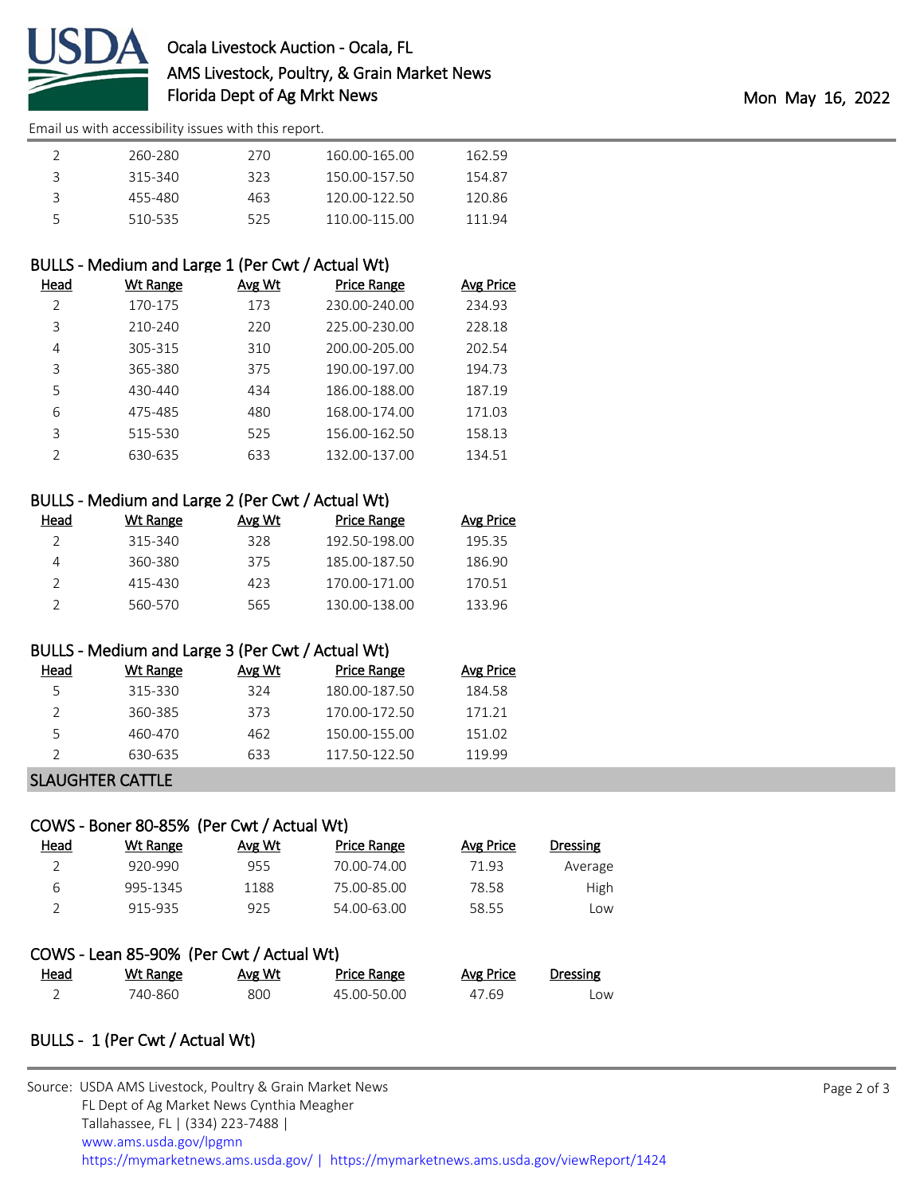| Head | Wt Range | Avg Wt | Price Range | Avg Price |
|---|---|---|---|---|
| 2 | 260-280 | 270 | 160.00-165.00 | 162.59 |
| 3 | 315-340 | 323 | 150.00-157.50 | 154.87 |
| 3 | 455-480 | 463 | 120.00-122.50 | 120.86 |
| 5 | 510-535 | 525 | 110.00-115.00 | 111.94 |

### BULLS - Medium and Large 1 (Per Cwt / Actual Wt)

| Head | Wt Range | Avg Wt | Price Range | Avg Price |
|---|---|---|---|---|
| 2 | 170-175 | 173 | 230.00-240.00 | 234.93 |
| 3 | 210-240 | 220 | 225.00-230.00 | 228.18 |
| 4 | 305-315 | 310 | 200.00-205.00 | 202.54 |
| 3 | 365-380 | 375 | 190.00-197.00 | 194.73 |
| 5 | 430-440 | 434 | 186.00-188.00 | 187.19 |
| 6 | 475-485 | 480 | 168.00-174.00 | 171.03 |
| 3 | 515-530 | 525 | 156.00-162.50 | 158.13 |
| 2 | 630-635 | 633 | 132.00-137.00 | 134.51 |

### BULLS - Medium and Large 2 (Per Cwt / Actual Wt)

| Head | Wt Range | Avg Wt | Price Range | Avg Price |
|---|---|---|---|---|
| 2 | 315-340 | 328 | 192.50-198.00 | 195.35 |
| 4 | 360-380 | 375 | 185.00-187.50 | 186.90 |
| 2 | 415-430 | 423 | 170.00-171.00 | 170.51 |
| 2 | 560-570 | 565 | 130.00-138.00 | 133.96 |

### BULLS - Medium and Large 3 (Per Cwt / Actual Wt)

| Head | Wt Range | Avg Wt | Price Range | Avg Price |
|---|---|---|---|---|
| 5 | 315-330 | 324 | 180.00-187.50 | 184.58 |
| 2 | 360-385 | 373 | 170.00-172.50 | 171.21 |
| 5 | 460-470 | 462 | 150.00-155.00 | 151.02 |
| 2 | 630-635 | 633 | 117.50-122.50 | 119.99 |

## SLAUGHTER CATTLE

### COWS - Boner 80-85% (Per Cwt / Actual Wt)

| Head | Wt Range | Avg Wt | Price Range | Avg Price | Dressing |
|---|---|---|---|---|---|
| 2 | 920-990 | 955 | 70.00-74.00 | 71.93 | Average |
| 6 | 995-1345 | 1188 | 75.00-85.00 | 78.58 | High |
| 2 | 915-935 | 925 | 54.00-63.00 | 58.55 | Low |

### COWS - Lean 85-90% (Per Cwt / Actual Wt)

| Head | Wt Range | Avg Wt | Price Range | Avg Price | Dressing |
|---|---|---|---|---|---|
| 2 | 740-860 | 800 | 45.00-50.00 | 47.69 | Low |

### BULLS - 1 (Per Cwt / Actual Wt)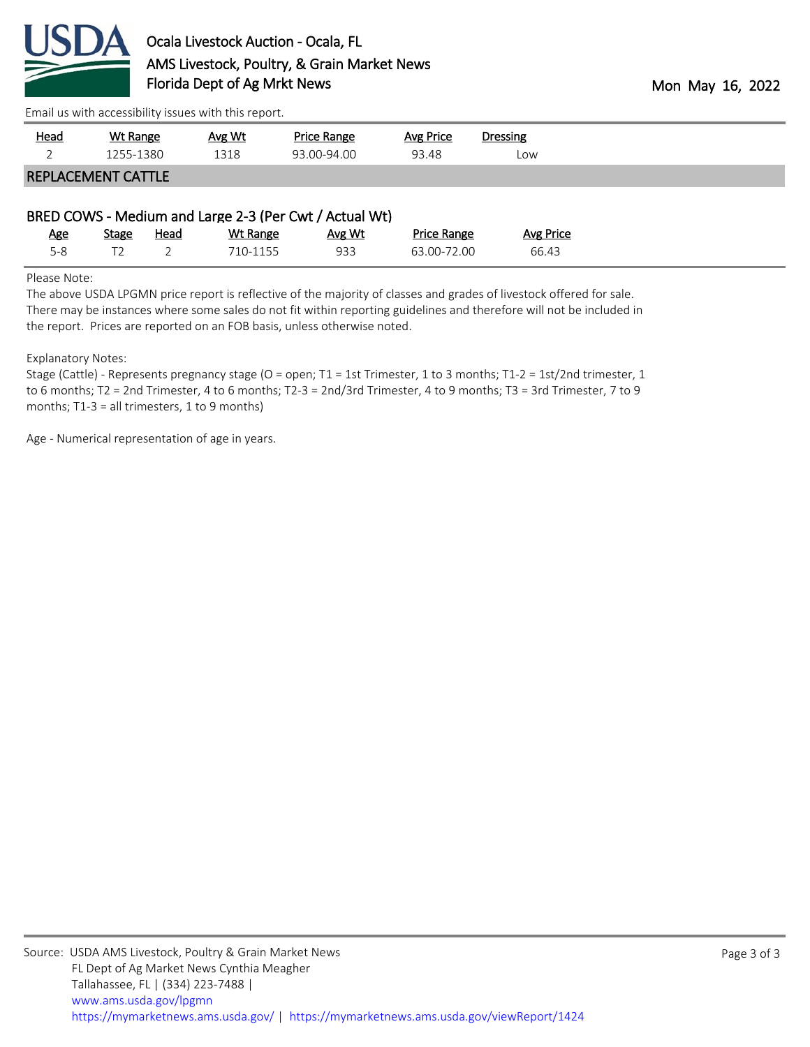Email us with accessibility issues with this report.

| Head | Wt Range | Avg Wt | Price Range | Avg Price | Dressing |
|---|---|---|---|---|---|
| 2 | 1255-1380 | 1318 | 93.00-94.00 | 93.48 | Low |

## REPLACEMENT CATTLE

### BRED COWS - Medium and Large 2-3 (Per Cwt / Actual Wt)

| Age | Stage | Head | Wt Range | Avg Wt | Price Range | Avg Price |
|---|---|---|---|---|---|---|
| 5-8 | T2 | 2 | 710-1155 | 933 | 63.00-72.00 | 66.43 |

Please Note:
The above USDA LPGMN price report is reflective of the majority of classes and grades of livestock offered for sale. There may be instances where some sales do not fit within reporting guidelines and therefore will not be included in the report. Prices are reported on an FOB basis, unless otherwise noted.

Explanatory Notes:
Stage (Cattle) - Represents pregnancy stage (O = open; T1 = 1st Trimester, 1 to 3 months; T1-2 = 1st/2nd trimester, 1 to 6 months; T2 = 2nd Trimester, 4 to 6 months; T2-3 = 2nd/3rd Trimester, 4 to 9 months; T3 = 3rd Trimester, 7 to 9 months; T1-3 = all trimesters, 1 to 9 months)

Age - Numerical representation of age in years.

Source: USDA AMS Livestock, Poultry & Grain Market News
FL Dept of Ag Market News Cynthia Meagher
Tallahassee, FL | (334) 223-7488 |
www.ams.usda.gov/lpgmn
https://mymarketnews.ams.usda.gov/ | https://mymarketnews.ams.usda.gov/viewReport/1424